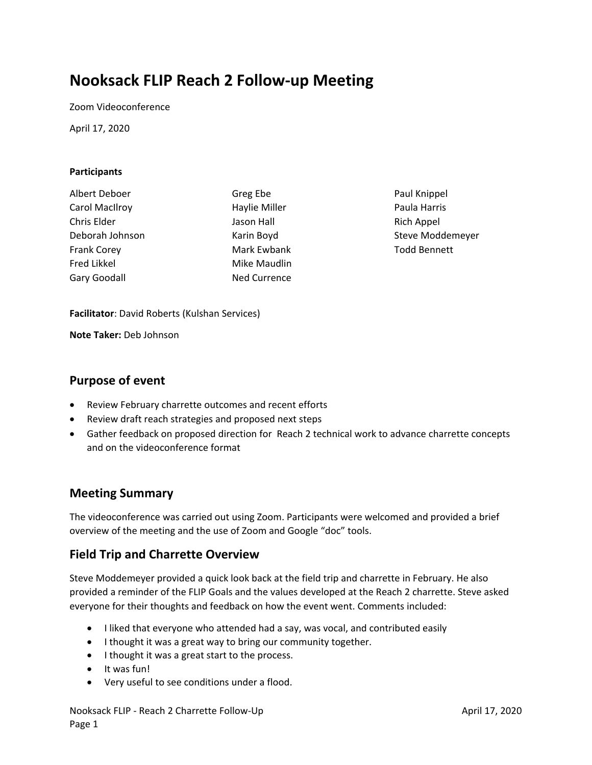# Nooksack FLIP Reach 2 Follow-up Meeting

Zoom Videoconference

April 17, 2020

**Participants**

Albert Deboer
Carol MacIlroy
Chris Elder
Deborah Johnson
Frank Corey
Fred Likkel
Gary Goodall
Greg Ebe
Haylie Miller
Jason Hall
Karin Boyd
Mark Ewbank
Mike Maudlin
Ned Currence
Paul Knippel
Paula Harris
Rich Appel
Steve Moddemeyer
Todd Bennett

**Facilitator**: David Roberts (Kulshan Services)

**Note Taker:** Deb Johnson

## Purpose of event

- Review February charrette outcomes and recent efforts
- Review draft reach strategies and proposed next steps
- Gather feedback on proposed direction for Reach 2 technical work to advance charrette concepts and on the videoconference format

## Meeting Summary

The videoconference was carried out using Zoom. Participants were welcomed and provided a brief overview of the meeting and the use of Zoom and Google "doc" tools.

## Field Trip and Charrette Overview

Steve Moddemeyer provided a quick look back at the field trip and charrette in February. He also provided a reminder of the FLIP Goals and the values developed at the Reach 2 charrette. Steve asked everyone for their thoughts and feedback on how the event went. Comments included:

- I liked that everyone who attended had a say, was vocal, and contributed easily
- I thought it was a great way to bring our community together.
- I thought it was a great start to the process.
- It was fun!
- Very useful to see conditions under a flood.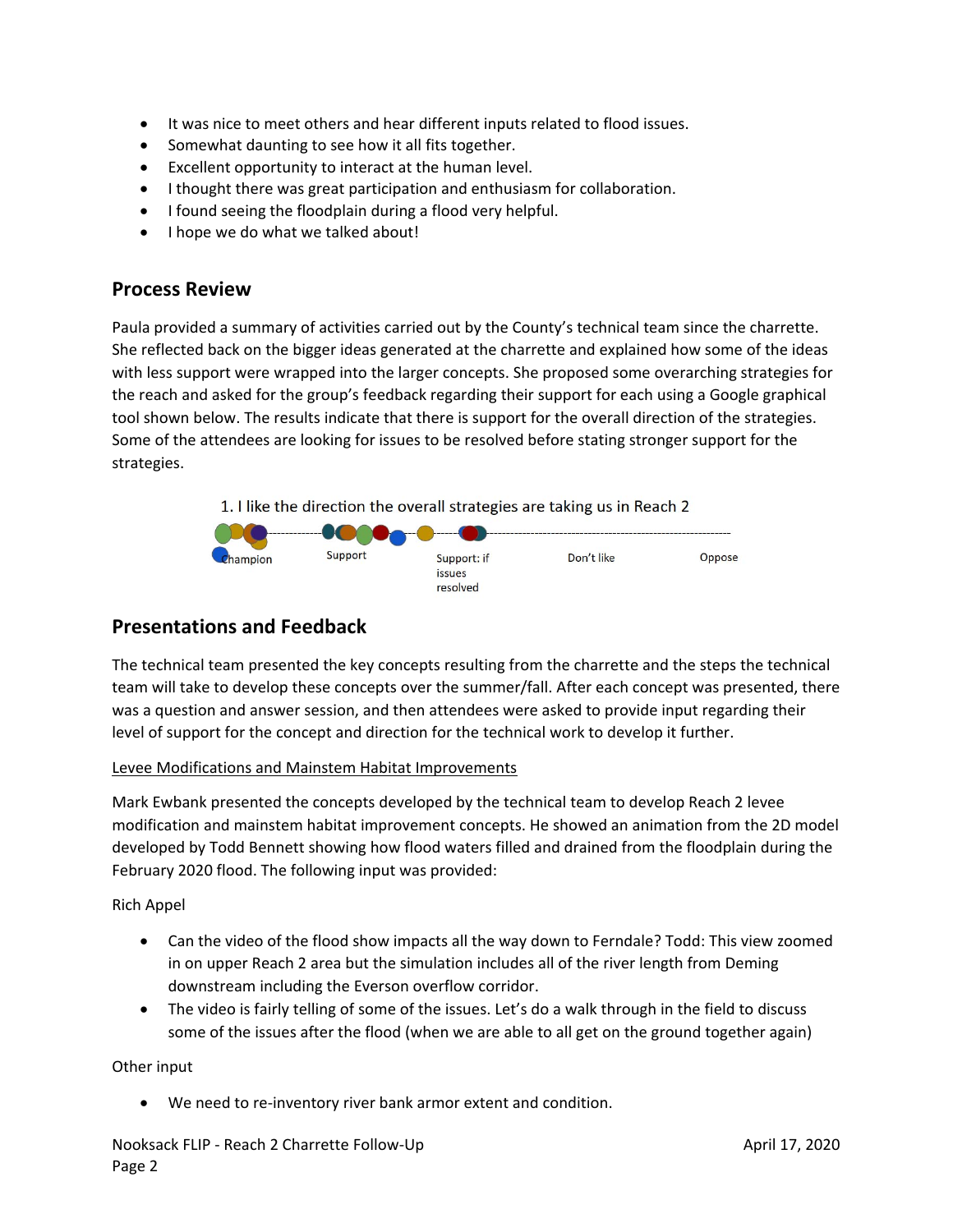- It was nice to meet others and hear different inputs related to flood issues.
- Somewhat daunting to see how it all fits together.
- Excellent opportunity to interact at the human level.
- I thought there was great participation and enthusiasm for collaboration.
- I found seeing the floodplain during a flood very helpful.
- I hope we do what we talked about!

## Process Review

Paula provided a summary of activities carried out by the County's technical team since the charrette. She reflected back on the bigger ideas generated at the charrette and explained how some of the ideas with less support were wrapped into the larger concepts. She proposed some overarching strategies for the reach and asked for the group's feedback regarding their support for each using a Google graphical tool shown below. The results indicate that there is support for the overall direction of the strategies. Some of the attendees are looking for issues to be resolved before stating stronger support for the strategies.

1. I like the direction the overall strategies are taking us in Reach 2

Champion — Support — Support: if issues resolved — Don't like — Oppose

## Presentations and Feedback

The technical team presented the key concepts resulting from the charrette and the steps the technical team will take to develop these concepts over the summer/fall. After each concept was presented, there was a question and answer session, and then attendees were asked to provide input regarding their level of support for the concept and direction for the technical work to develop it further.

Levee Modifications and Mainstem Habitat Improvements

Mark Ewbank presented the concepts developed by the technical team to develop Reach 2 levee modification and mainstem habitat improvement concepts. He showed an animation from the 2D model developed by Todd Bennett showing how flood waters filled and drained from the floodplain during the February 2020 flood. The following input was provided:

Rich Appel

- Can the video of the flood show impacts all the way down to Ferndale? Todd: This view zoomed in on upper Reach 2 area but the simulation includes all of the river length from Deming downstream including the Everson overflow corridor.
- The video is fairly telling of some of the issues. Let's do a walk through in the field to discuss some of the issues after the flood (when we are able to all get on the ground together again)

Other input

- We need to re-inventory river bank armor extent and condition.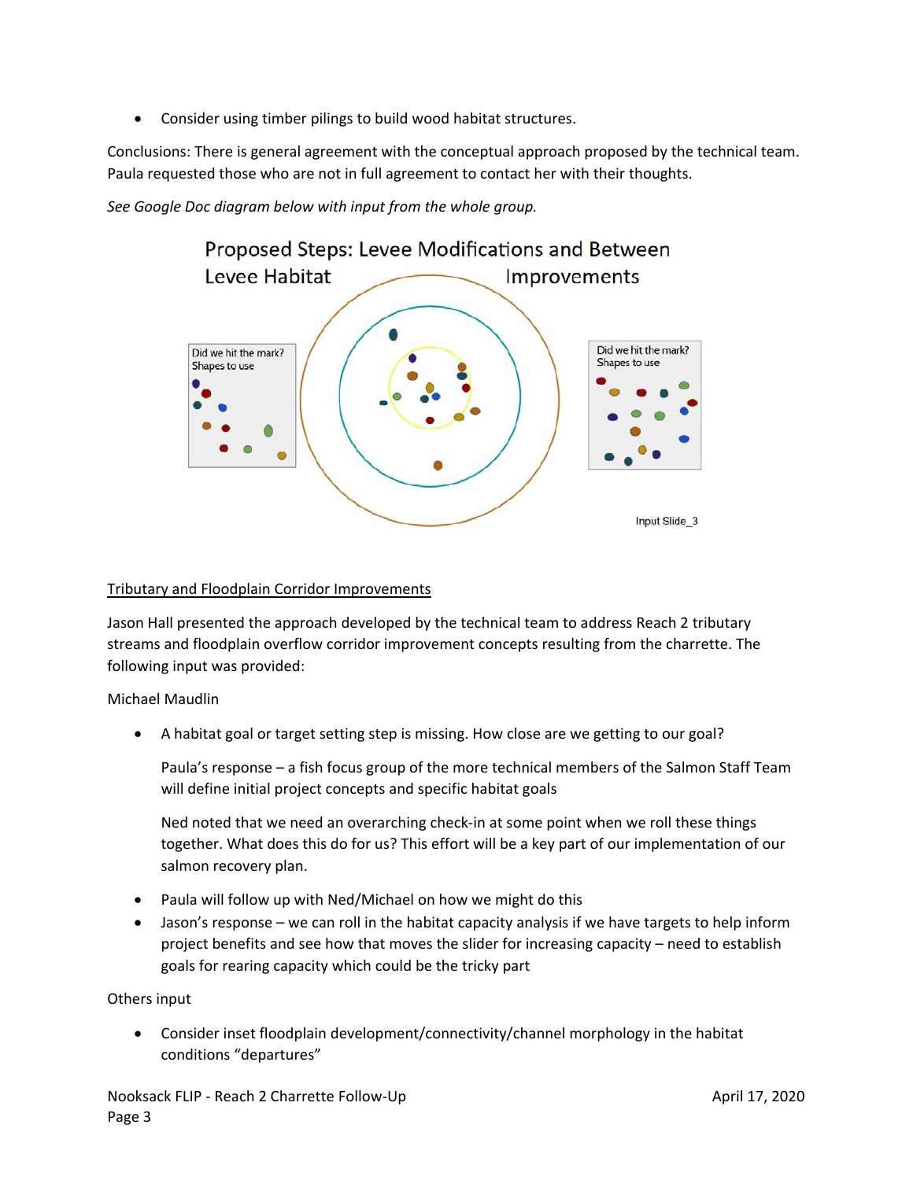- Consider using timber pilings to build wood habitat structures.

Conclusions: There is general agreement with the conceptual approach proposed by the technical team. Paula requested those who are not in full agreement to contact her with their thoughts.

*See Google Doc diagram below with input from the whole group.*

Proposed Steps: Levee Modifications and Between Levee Habitat Improvements

Did we hit the mark? Shapes to use

Did we hit the mark? Shapes to use

Input Slide_3

<u>Tributary and Floodplain Corridor Improvements</u>

Jason Hall presented the approach developed by the technical team to address Reach 2 tributary streams and floodplain overflow corridor improvement concepts resulting from the charrette. The following input was provided:

Michael Maudlin

- A habitat goal or target setting step is missing. How close are we getting to our goal?

  Paula's response – a fish focus group of the more technical members of the Salmon Staff Team will define initial project concepts and specific habitat goals

  Ned noted that we need an overarching check-in at some point when we roll these things together. What does this do for us? This effort will be a key part of our implementation of our salmon recovery plan.

- Paula will follow up with Ned/Michael on how we might do this
- Jason's response – we can roll in the habitat capacity analysis if we have targets to help inform project benefits and see how that moves the slider for increasing capacity – need to establish goals for rearing capacity which could be the tricky part

Others input

- Consider inset floodplain development/connectivity/channel morphology in the habitat conditions "departures"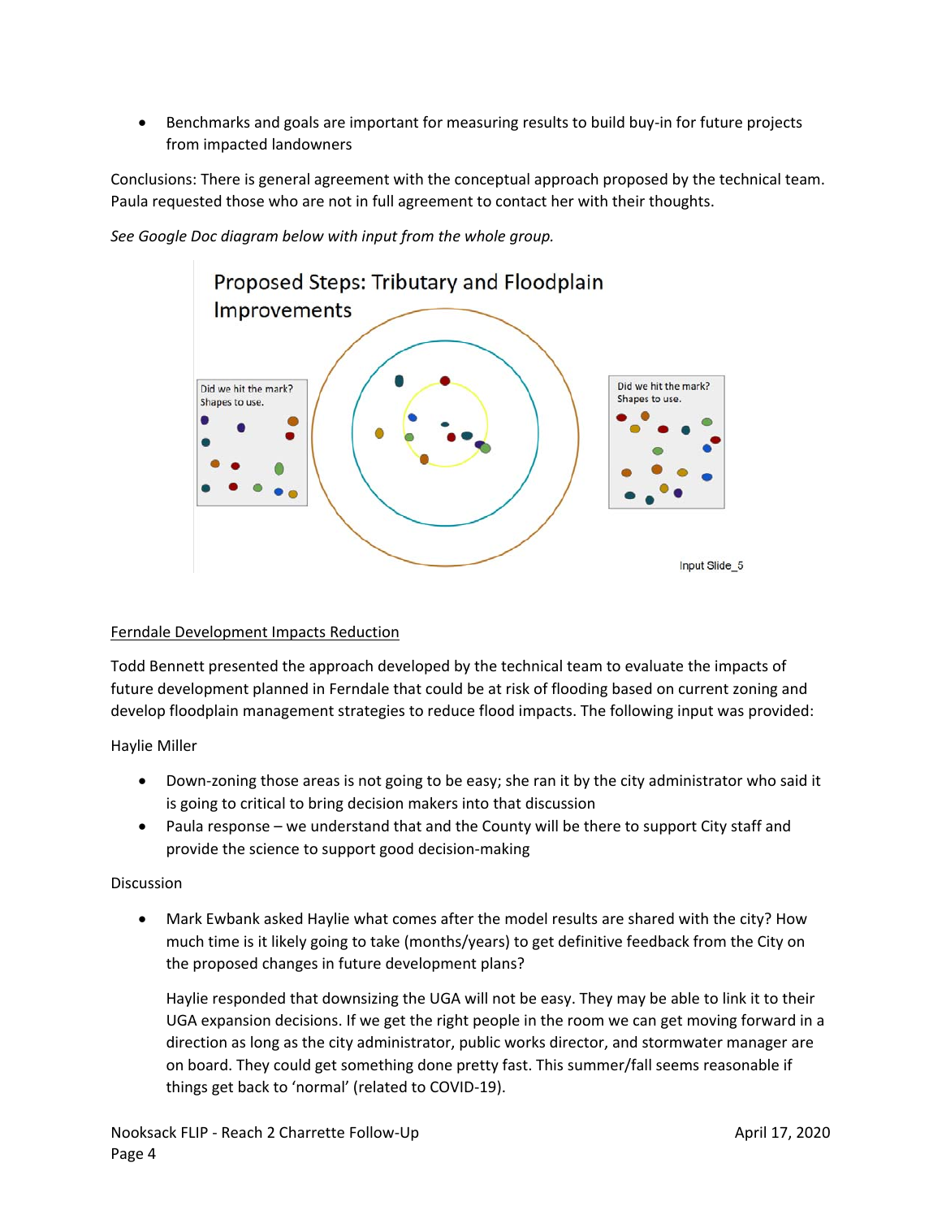- Benchmarks and goals are important for measuring results to build buy-in for future projects from impacted landowners

Conclusions: There is general agreement with the conceptual approach proposed by the technical team. Paula requested those who are not in full agreement to contact her with their thoughts.

*See Google Doc diagram below with input from the whole group.*

Proposed Steps: Tributary and Floodplain Improvements

Did we hit the mark? Shapes to use.

Did we hit the mark? Shapes to use.

Input Slide_5

Ferndale Development Impacts Reduction

Todd Bennett presented the approach developed by the technical team to evaluate the impacts of future development planned in Ferndale that could be at risk of flooding based on current zoning and develop floodplain management strategies to reduce flood impacts. The following input was provided:

Haylie Miller

- Down-zoning those areas is not going to be easy; she ran it by the city administrator who said it is going to critical to bring decision makers into that discussion
- Paula response – we understand that and the County will be there to support City staff and provide the science to support good decision-making

Discussion

- Mark Ewbank asked Haylie what comes after the model results are shared with the city? How much time is it likely going to take (months/years) to get definitive feedback from the City on the proposed changes in future development plans?

  Haylie responded that downsizing the UGA will not be easy. They may be able to link it to their UGA expansion decisions. If we get the right people in the room we can get moving forward in a direction as long as the city administrator, public works director, and stormwater manager are on board. They could get something done pretty fast. This summer/fall seems reasonable if things get back to 'normal' (related to COVID-19).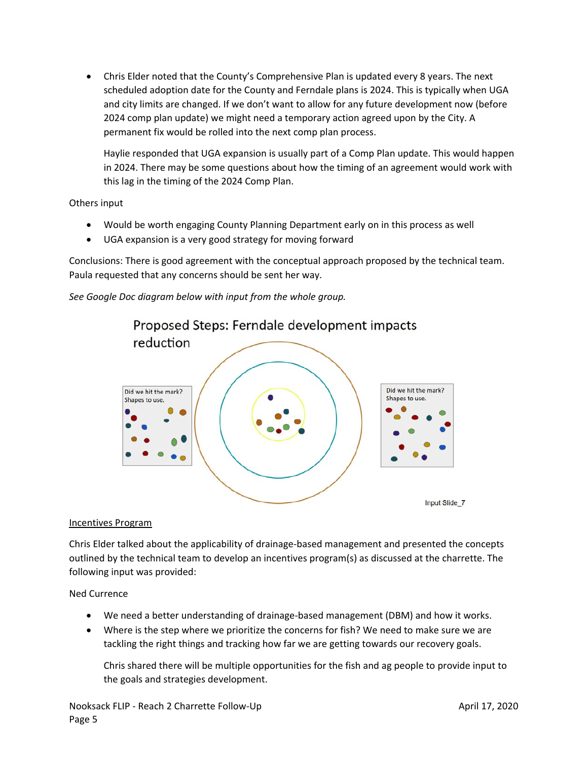- Chris Elder noted that the County's Comprehensive Plan is updated every 8 years. The next scheduled adoption date for the County and Ferndale plans is 2024. This is typically when UGA and city limits are changed. If we don't want to allow for any future development now (before 2024 comp plan update) we might need a temporary action agreed upon by the City. A permanent fix would be rolled into the next comp plan process.

  Haylie responded that UGA expansion is usually part of a Comp Plan update. This would happen in 2024. There may be some questions about how the timing of an agreement would work with this lag in the timing of the 2024 Comp Plan.

Others input

- Would be worth engaging County Planning Department early on in this process as well
- UGA expansion is a very good strategy for moving forward

Conclusions: There is good agreement with the conceptual approach proposed by the technical team. Paula requested that any concerns should be sent her way.

*See Google Doc diagram below with input from the whole group.*

Proposed Steps: Ferndale development impacts reduction

Did we hit the mark? Shapes to use.

Did we hit the mark? Shapes to use.

Input Slide_7

<u>Incentives Program</u>

Chris Elder talked about the applicability of drainage-based management and presented the concepts outlined by the technical team to develop an incentives program(s) as discussed at the charrette. The following input was provided:

Ned Currence

- We need a better understanding of drainage-based management (DBM) and how it works.
- Where is the step where we prioritize the concerns for fish? We need to make sure we are tackling the right things and tracking how far we are getting towards our recovery goals.

  Chris shared there will be multiple opportunities for the fish and ag people to provide input to the goals and strategies development.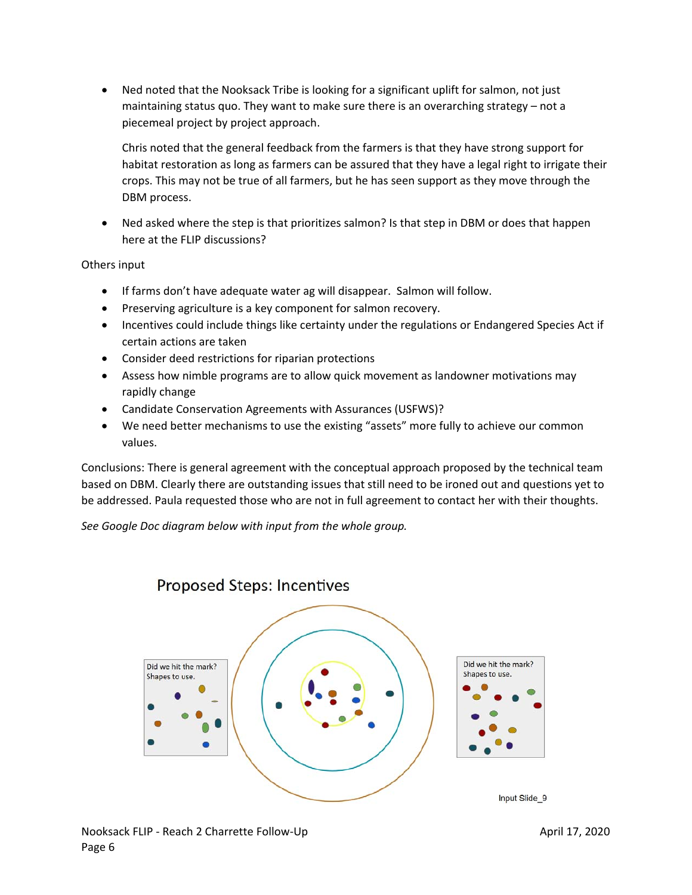- Ned noted that the Nooksack Tribe is looking for a significant uplift for salmon, not just maintaining status quo. They want to make sure there is an overarching strategy – not a piecemeal project by project approach.

  Chris noted that the general feedback from the farmers is that they have strong support for habitat restoration as long as farmers can be assured that they have a legal right to irrigate their crops. This may not be true of all farmers, but he has seen support as they move through the DBM process.

- Ned asked where the step is that prioritizes salmon? Is that step in DBM or does that happen here at the FLIP discussions?

Others input

- If farms don't have adequate water ag will disappear. Salmon will follow.
- Preserving agriculture is a key component for salmon recovery.
- Incentives could include things like certainty under the regulations or Endangered Species Act if certain actions are taken
- Consider deed restrictions for riparian protections
- Assess how nimble programs are to allow quick movement as landowner motivations may rapidly change
- Candidate Conservation Agreements with Assurances (USFWS)?
- We need better mechanisms to use the existing "assets" more fully to achieve our common values.

Conclusions: There is general agreement with the conceptual approach proposed by the technical team based on DBM. Clearly there are outstanding issues that still need to be ironed out and questions yet to be addressed. Paula requested those who are not in full agreement to contact her with their thoughts.

*See Google Doc diagram below with input from the whole group.*

Proposed Steps: Incentives

Did we hit the mark? Shapes to use.

Did we hit the mark? Shapes to use.

Input Slide_9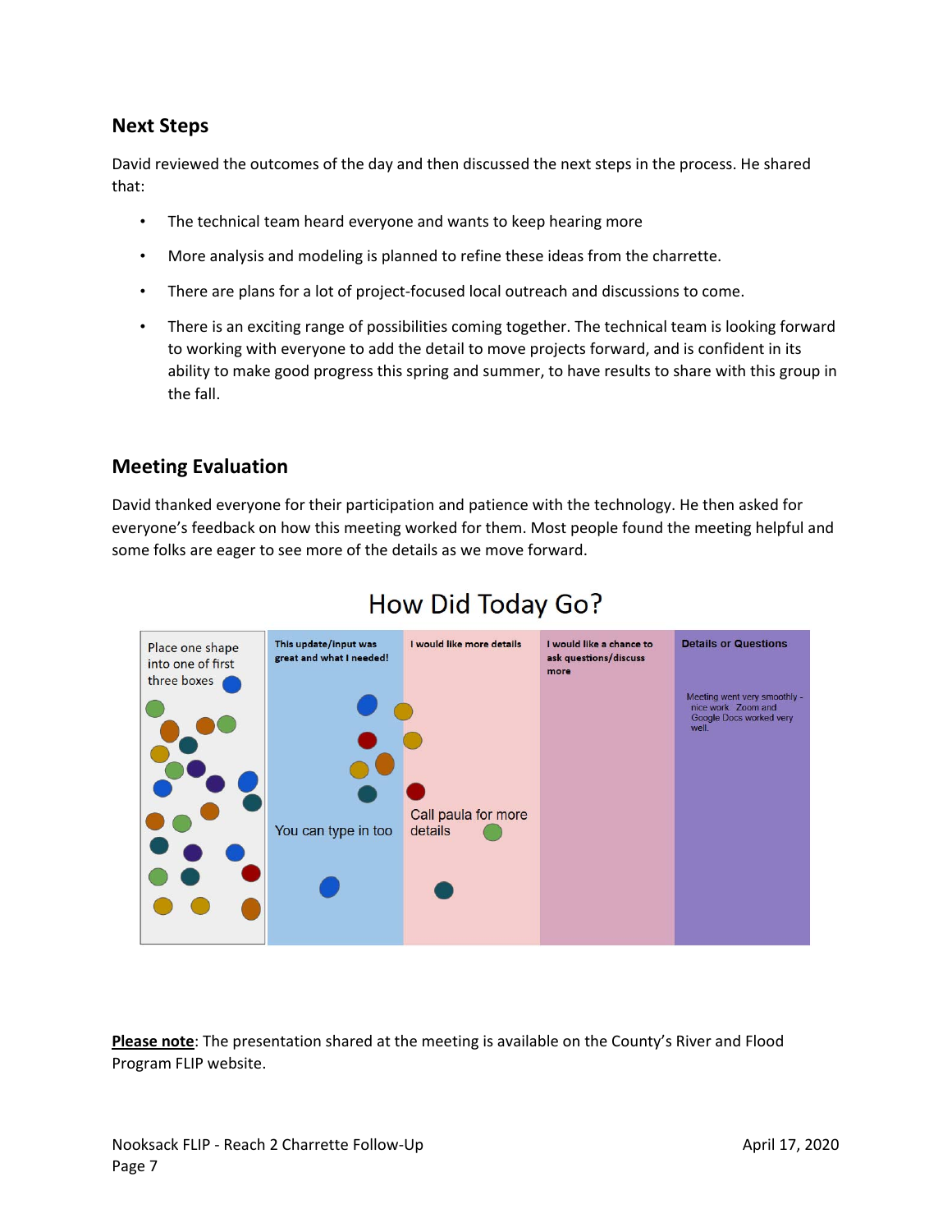## Next Steps

David reviewed the outcomes of the day and then discussed the next steps in the process. He shared that:

- The technical team heard everyone and wants to keep hearing more
- More analysis and modeling is planned to refine these ideas from the charrette.
- There are plans for a lot of project-focused local outreach and discussions to come.
- There is an exciting range of possibilities coming together. The technical team is looking forward to working with everyone to add the detail to move projects forward, and is confident in its ability to make good progress this spring and summer, to have results to share with this group in the fall.

## Meeting Evaluation

David thanked everyone for their participation and patience with the technology. He then asked for everyone's feedback on how this meeting worked for them. Most people found the meeting helpful and some folks are eager to see more of the details as we move forward.

How Did Today Go?

Place one shape into one of first three boxes

This update/input was great and what I needed!

You can type in too

I would like more details

Call paula for more details

I would like a chance to ask questions/discuss more

Details or Questions

Meeting went very smoothly - nice work Zoom and Google Docs worked very well.

**Please note**: The presentation shared at the meeting is available on the County's River and Flood Program FLIP website.